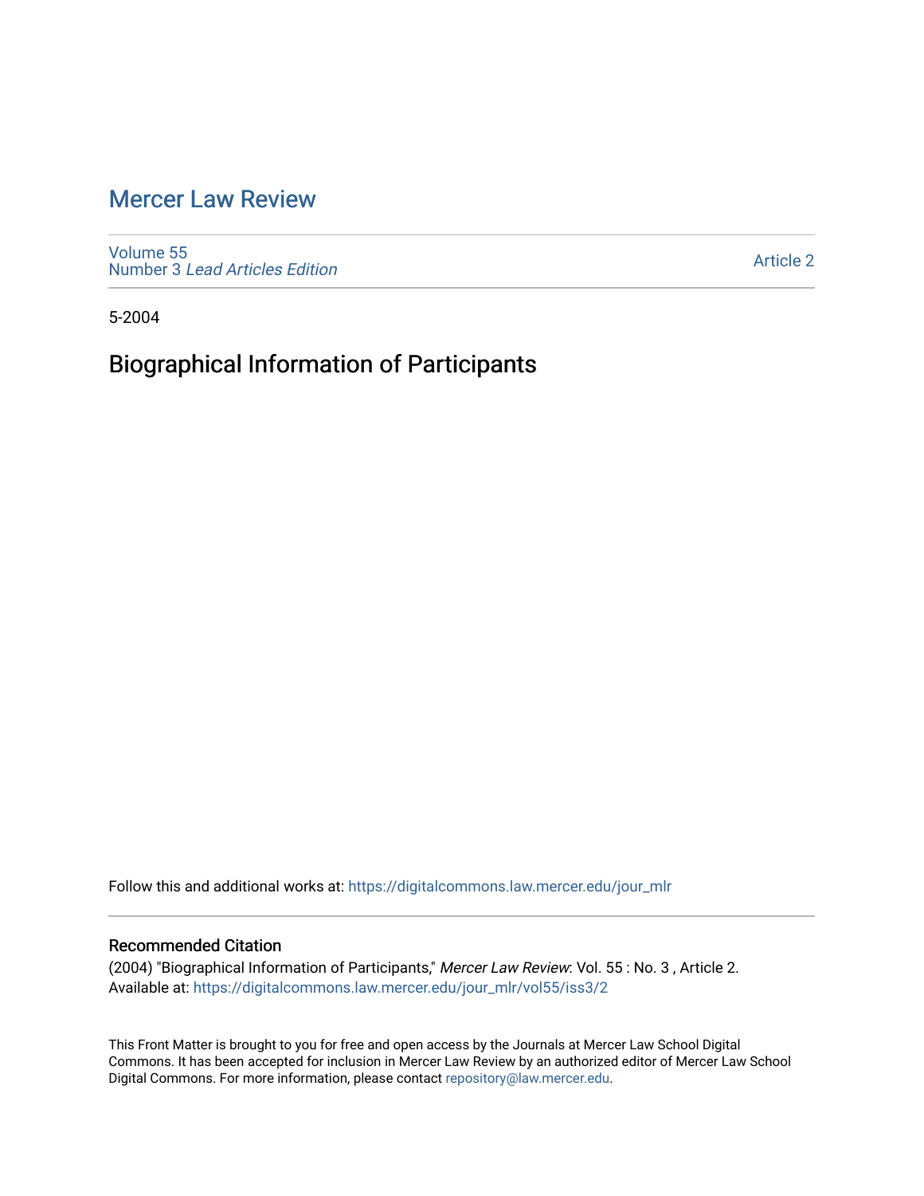# Mercer Law Review

Volume 55
Number 3 *Lead Articles Edition*

Article 2

5-2004

## Biographical Information of Participants

Follow this and additional works at: https://digitalcommons.law.mercer.edu/jour_mlr

### Recommended Citation

(2004) "Biographical Information of Participants," *Mercer Law Review*: Vol. 55 : No. 3 , Article 2.
Available at: https://digitalcommons.law.mercer.edu/jour_mlr/vol55/iss3/2

This Front Matter is brought to you for free and open access by the Journals at Mercer Law School Digital Commons. It has been accepted for inclusion in Mercer Law Review by an authorized editor of Mercer Law School Digital Commons. For more information, please contact repository@law.mercer.edu.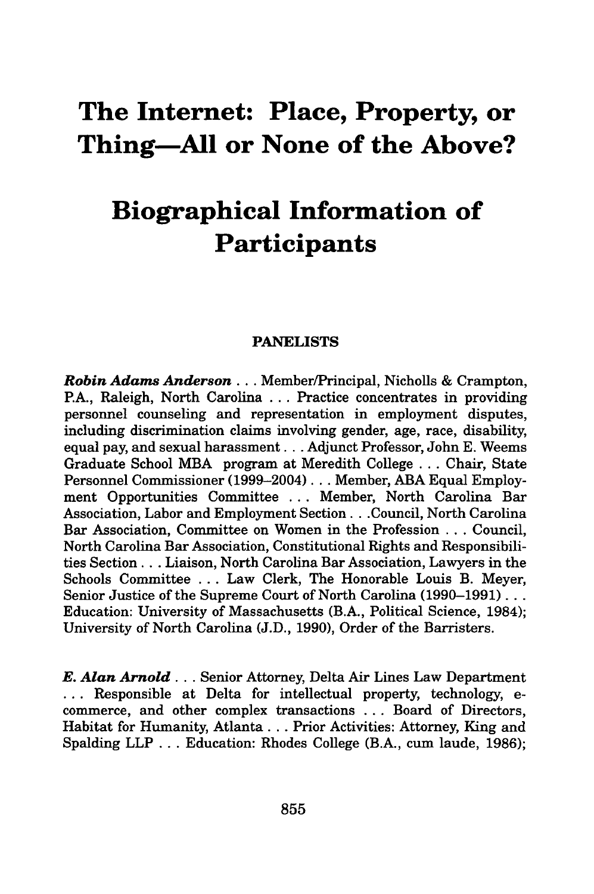# The Internet: Place, Property, or Thing—All or None of the Above?

# Biographical Information of Participants

## PANELISTS

***Robin Adams Anderson*** . . . Member/Principal, Nicholls & Crampton, P.A., Raleigh, North Carolina . . . Practice concentrates in providing personnel counseling and representation in employment disputes, including discrimination claims involving gender, age, race, disability, equal pay, and sexual harassment . . . Adjunct Professor, John E. Weems Graduate School MBA program at Meredith College . . . Chair, State Personnel Commissioner (1999–2004) . . . Member, ABA Equal Employment Opportunities Committee . . . Member, North Carolina Bar Association, Labor and Employment Section . . . Council, North Carolina Bar Association, Committee on Women in the Profession . . . Council, North Carolina Bar Association, Constitutional Rights and Responsibilities Section . . . Liaison, North Carolina Bar Association, Lawyers in the Schools Committee . . . Law Clerk, The Honorable Louis B. Meyer, Senior Justice of the Supreme Court of North Carolina (1990–1991) . . . Education: University of Massachusetts (B.A., Political Science, 1984); University of North Carolina (J.D., 1990), Order of the Barristers.

***E. Alan Arnold*** . . . Senior Attorney, Delta Air Lines Law Department . . . Responsible at Delta for intellectual property, technology, e-commerce, and other complex transactions . . . Board of Directors, Habitat for Humanity, Atlanta . . . Prior Activities: Attorney, King and Spalding LLP . . . Education: Rhodes College (B.A., cum laude, 1986);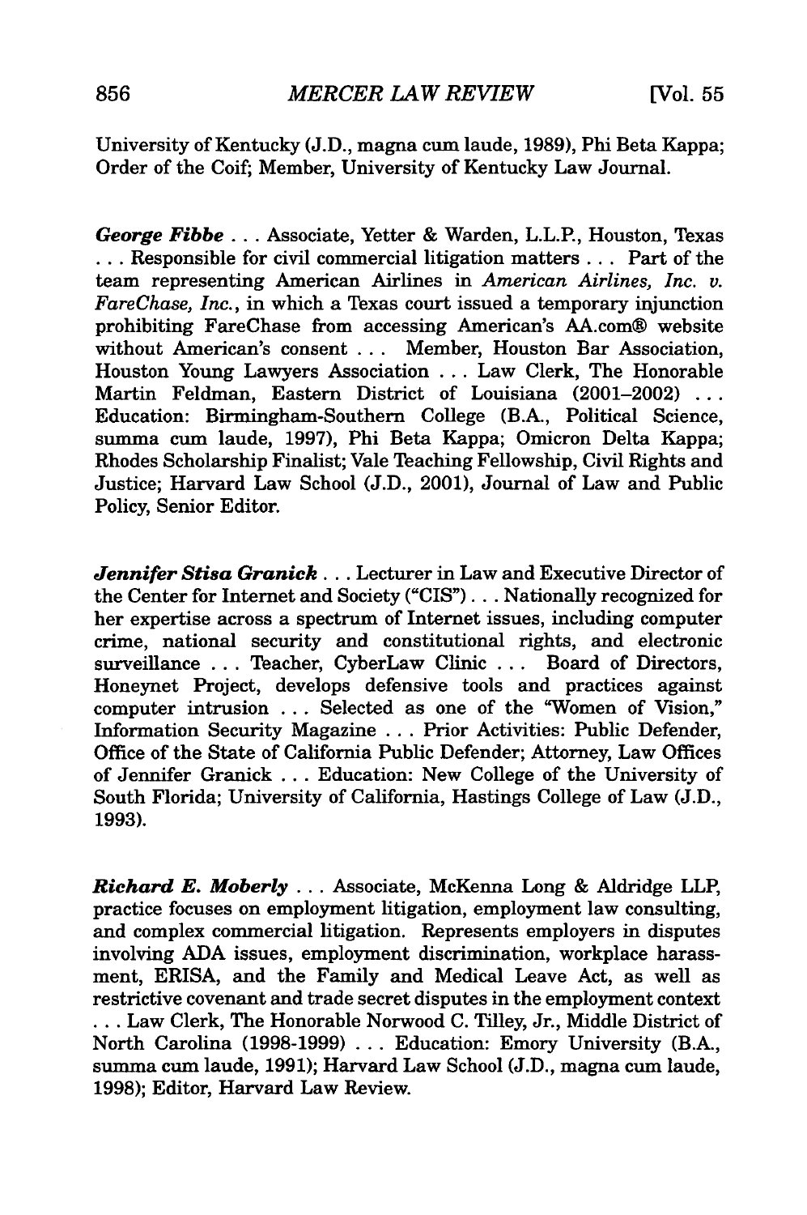University of Kentucky (J.D., magna cum laude, 1989), Phi Beta Kappa; Order of the Coif; Member, University of Kentucky Law Journal.

***George Fibbe*** . . . Associate, Yetter & Warden, L.L.P., Houston, Texas . . . Responsible for civil commercial litigation matters . . . Part of the team representing American Airlines in *American Airlines, Inc. v. FareChase, Inc.*, in which a Texas court issued a temporary injunction prohibiting FareChase from accessing American's AA.com® website without American's consent . . . Member, Houston Bar Association, Houston Young Lawyers Association . . . Law Clerk, The Honorable Martin Feldman, Eastern District of Louisiana (2001–2002) . . . Education: Birmingham-Southern College (B.A., Political Science, summa cum laude, 1997), Phi Beta Kappa; Omicron Delta Kappa; Rhodes Scholarship Finalist; Vale Teaching Fellowship, Civil Rights and Justice; Harvard Law School (J.D., 2001), Journal of Law and Public Policy, Senior Editor.

***Jennifer Stisa Granick*** . . . Lecturer in Law and Executive Director of the Center for Internet and Society ("CIS") . . . Nationally recognized for her expertise across a spectrum of Internet issues, including computer crime, national security and constitutional rights, and electronic surveillance . . . Teacher, CyberLaw Clinic . . . Board of Directors, Honeynet Project, develops defensive tools and practices against computer intrusion . . . Selected as one of the "Women of Vision," Information Security Magazine . . . Prior Activities: Public Defender, Office of the State of California Public Defender; Attorney, Law Offices of Jennifer Granick . . . Education: New College of the University of South Florida; University of California, Hastings College of Law (J.D., 1993).

***Richard E. Moberly*** . . . Associate, McKenna Long & Aldridge LLP, practice focuses on employment litigation, employment law consulting, and complex commercial litigation. Represents employers in disputes involving ADA issues, employment discrimination, workplace harassment, ERISA, and the Family and Medical Leave Act, as well as restrictive covenant and trade secret disputes in the employment context . . . Law Clerk, The Honorable Norwood C. Tilley, Jr., Middle District of North Carolina (1998-1999) . . . Education: Emory University (B.A., summa cum laude, 1991); Harvard Law School (J.D., magna cum laude, 1998); Editor, Harvard Law Review.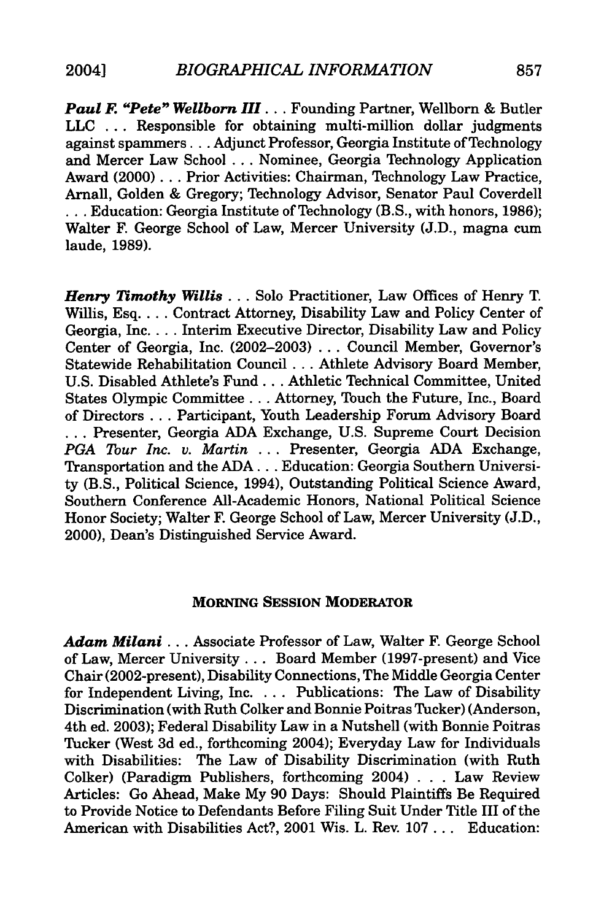***Paul F. "Pete" Wellborn III*** . . . Founding Partner, Wellborn & Butler LLC . . . Responsible for obtaining multi-million dollar judgments against spammers . . . Adjunct Professor, Georgia Institute of Technology and Mercer Law School . . . Nominee, Georgia Technology Application Award (2000) . . . Prior Activities: Chairman, Technology Law Practice, Arnall, Golden & Gregory; Technology Advisor, Senator Paul Coverdell . . . Education: Georgia Institute of Technology (B.S., with honors, 1986); Walter F. George School of Law, Mercer University (J.D., magna cum laude, 1989).

***Henry Timothy Willis*** . . . Solo Practitioner, Law Offices of Henry T. Willis, Esq. . . . Contract Attorney, Disability Law and Policy Center of Georgia, Inc. . . . Interim Executive Director, Disability Law and Policy Center of Georgia, Inc. (2002–2003) . . . Council Member, Governor's Statewide Rehabilitation Council . . . Athlete Advisory Board Member, U.S. Disabled Athlete's Fund . . . Athletic Technical Committee, United States Olympic Committee . . . Attorney, Touch the Future, Inc., Board of Directors . . . Participant, Youth Leadership Forum Advisory Board . . . Presenter, Georgia ADA Exchange, U.S. Supreme Court Decision *PGA Tour Inc. v. Martin* . . . Presenter, Georgia ADA Exchange, Transportation and the ADA . . . Education: Georgia Southern University (B.S., Political Science, 1994), Outstanding Political Science Award, Southern Conference All-Academic Honors, National Political Science Honor Society; Walter F. George School of Law, Mercer University (J.D., 2000), Dean's Distinguished Service Award.

## MORNING SESSION MODERATOR

***Adam Milani*** . . . Associate Professor of Law, Walter F. George School of Law, Mercer University . . . Board Member (1997-present) and Vice Chair (2002-present), Disability Connections, The Middle Georgia Center for Independent Living, Inc. . . . Publications: The Law of Disability Discrimination (with Ruth Colker and Bonnie Poitras Tucker) (Anderson, 4th ed. 2003); Federal Disability Law in a Nutshell (with Bonnie Poitras Tucker (West 3d ed., forthcoming 2004); Everyday Law for Individuals with Disabilities: The Law of Disability Discrimination (with Ruth Colker) (Paradigm Publishers, forthcoming 2004) . . . Law Review Articles: Go Ahead, Make My 90 Days: Should Plaintiffs Be Required to Provide Notice to Defendants Before Filing Suit Under Title III of the American with Disabilities Act?, 2001 Wis. L. Rev. 107 . . . Education: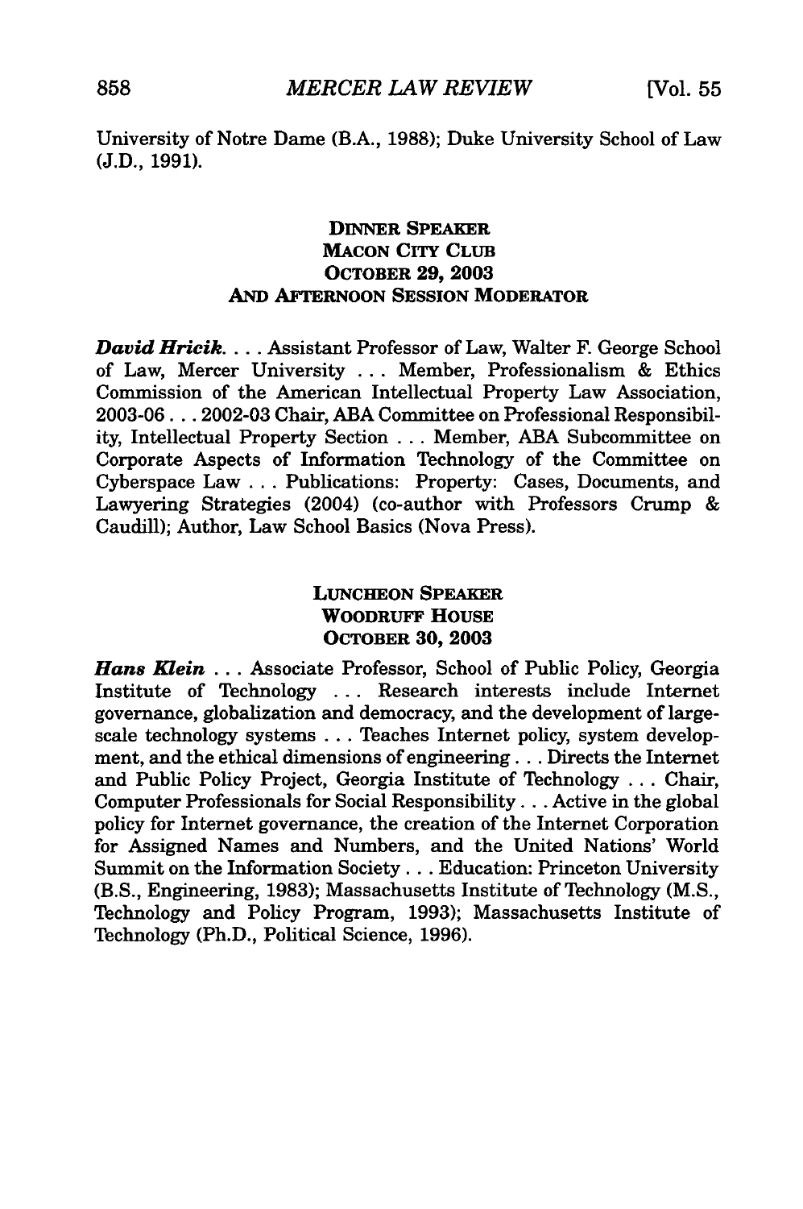University of Notre Dame (B.A., 1988); Duke University School of Law (J.D., 1991).

**DINNER SPEAKER**
**MACON CITY CLUB**
**OCTOBER 29, 2003**
**AND AFTERNOON SESSION MODERATOR**

***David Hricik***. . . . Assistant Professor of Law, Walter F. George School of Law, Mercer University . . . Member, Professionalism & Ethics Commission of the American Intellectual Property Law Association, 2003-06 . . . 2002-03 Chair, ABA Committee on Professional Responsibility, Intellectual Property Section . . . Member, ABA Subcommittee on Corporate Aspects of Information Technology of the Committee on Cyberspace Law . . . Publications: Property: Cases, Documents, and Lawyering Strategies (2004) (co-author with Professors Crump & Caudill); Author, Law School Basics (Nova Press).

**LUNCHEON SPEAKER**
**WOODRUFF HOUSE**
**OCTOBER 30, 2003**

***Hans Klein*** . . . Associate Professor, School of Public Policy, Georgia Institute of Technology . . . Research interests include Internet governance, globalization and democracy, and the development of large-scale technology systems . . . Teaches Internet policy, system development, and the ethical dimensions of engineering . . . Directs the Internet and Public Policy Project, Georgia Institute of Technology . . . Chair, Computer Professionals for Social Responsibility . . . Active in the global policy for Internet governance, the creation of the Internet Corporation for Assigned Names and Numbers, and the United Nations' World Summit on the Information Society . . . Education: Princeton University (B.S., Engineering, 1983); Massachusetts Institute of Technology (M.S., Technology and Policy Program, 1993); Massachusetts Institute of Technology (Ph.D., Political Science, 1996).